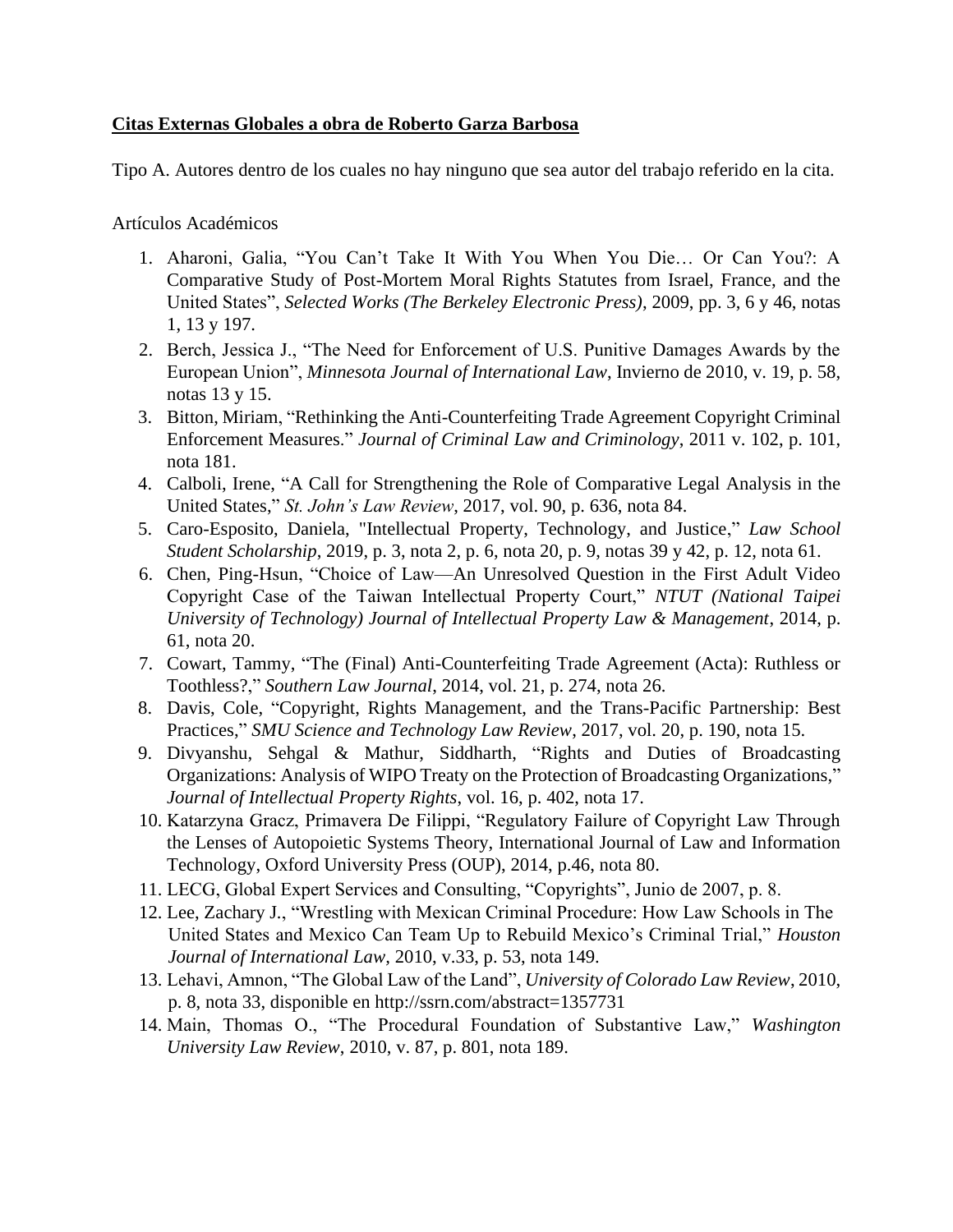**Citas Externas Globales a obra de Roberto Garza Barbosa**

Tipo A. Autores dentro de los cuales no hay ninguno que sea autor del trabajo referido en la cita.

Artículos Académicos

1. Aharoni, Galia, "You Can't Take It With You When You Die… Or Can You?: A Comparative Study of Post-Mortem Moral Rights Statutes from Israel, France, and the United States", *Selected Works (The Berkeley Electronic Press)*, 2009, pp. 3, 6 y 46, notas 1, 13 y 197.
2. Berch, Jessica J., "The Need for Enforcement of U.S. Punitive Damages Awards by the European Union", *Minnesota Journal of International Law*, Invierno de 2010, v. 19, p. 58, notas 13 y 15.
3. Bitton, Miriam, "Rethinking the Anti-Counterfeiting Trade Agreement Copyright Criminal Enforcement Measures." *Journal of Criminal Law and Criminology*, 2011 v. 102, p. 101, nota 181.
4. Calboli, Irene, "A Call for Strengthening the Role of Comparative Legal Analysis in the United States," *St. John's Law Review*, 2017, vol. 90, p. 636, nota 84.
5. Caro-Esposito, Daniela, "Intellectual Property, Technology, and Justice," *Law School Student Scholarship*, 2019, p. 3, nota 2, p. 6, nota 20, p. 9, notas 39 y 42, p. 12, nota 61.
6. Chen, Ping-Hsun, "Choice of Law—An Unresolved Question in the First Adult Video Copyright Case of the Taiwan Intellectual Property Court," *NTUT (National Taipei University of Technology) Journal of Intellectual Property Law & Management*, 2014, p. 61, nota 20.
7. Cowart, Tammy, "The (Final) Anti-Counterfeiting Trade Agreement (Acta): Ruthless or Toothless?," *Southern Law Journal*, 2014, vol. 21, p. 274, nota 26.
8. Davis, Cole, "Copyright, Rights Management, and the Trans-Pacific Partnership: Best Practices," *SMU Science and Technology Law Review*, 2017, vol. 20, p. 190, nota 15.
9. Divyanshu, Sehgal & Mathur, Siddharth, "Rights and Duties of Broadcasting Organizations: Analysis of WIPO Treaty on the Protection of Broadcasting Organizations," *Journal of Intellectual Property Rights*, vol. 16, p. 402, nota 17.
10. Katarzyna Gracz, Primavera De Filippi, "Regulatory Failure of Copyright Law Through the Lenses of Autopoietic Systems Theory, International Journal of Law and Information Technology, Oxford University Press (OUP), 2014, p.46, nota 80.
11. LECG, Global Expert Services and Consulting, "Copyrights", Junio de 2007, p. 8.
12. Lee, Zachary J., "Wrestling with Mexican Criminal Procedure: How Law Schools in The United States and Mexico Can Team Up to Rebuild Mexico's Criminal Trial," *Houston Journal of International Law*, 2010, v.33, p. 53, nota 149.
13. Lehavi, Amnon, "The Global Law of the Land", *University of Colorado Law Review*, 2010, p. 8, nota 33, disponible en http://ssrn.com/abstract=1357731
14. Main, Thomas O., "The Procedural Foundation of Substantive Law," *Washington University Law Review*, 2010, v. 87, p. 801, nota 189.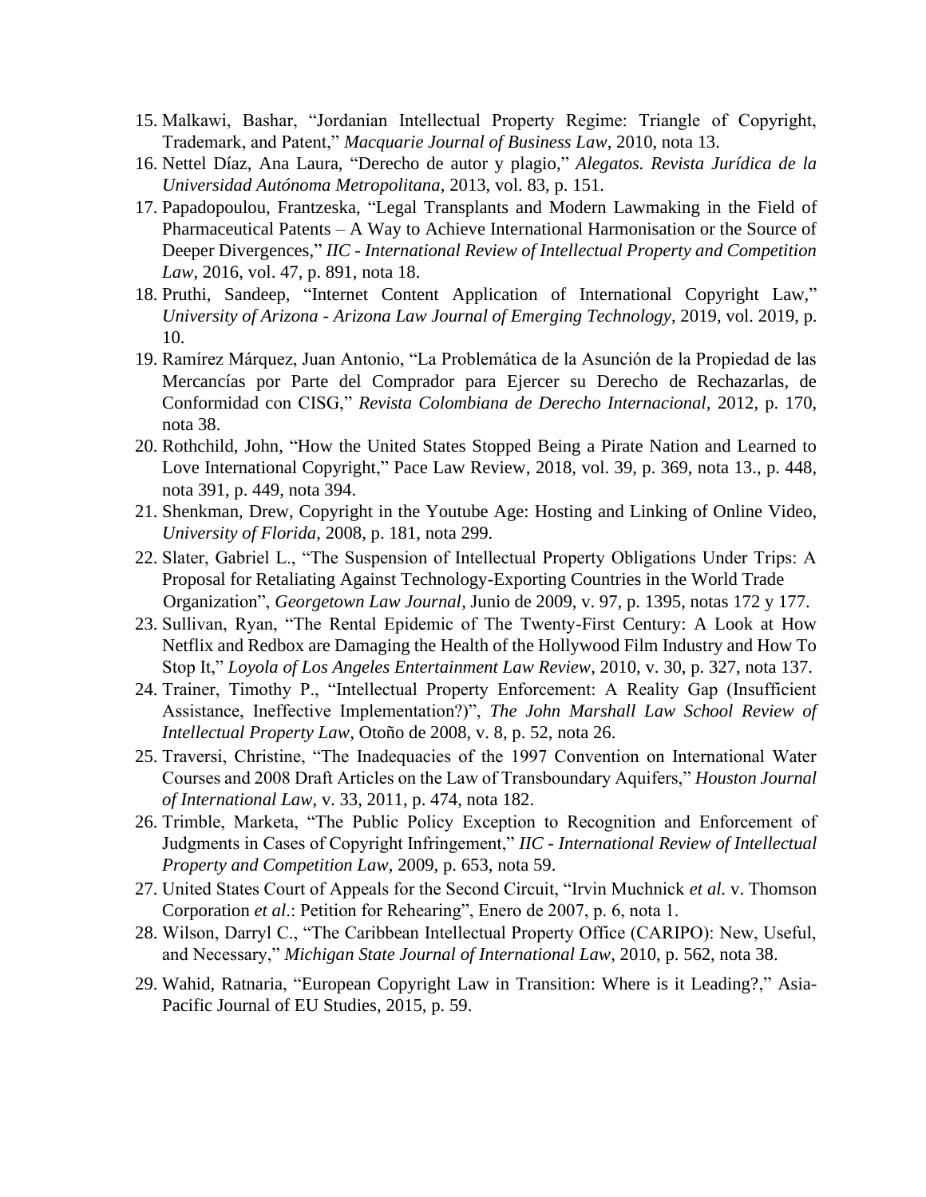15. Malkawi, Bashar, "Jordanian Intellectual Property Regime: Triangle of Copyright, Trademark, and Patent," *Macquarie Journal of Business Law*, 2010, nota 13.
16. Nettel Díaz, Ana Laura, "Derecho de autor y plagio," *Alegatos. Revista Jurídica de la Universidad Autónoma Metropolitana*, 2013, vol. 83, p. 151.
17. Papadopoulou, Frantzeska, "Legal Transplants and Modern Lawmaking in the Field of Pharmaceutical Patents – A Way to Achieve International Harmonisation or the Source of Deeper Divergences," *IIC - International Review of Intellectual Property and Competition Law*, 2016, vol. 47, p. 891, nota 18.
18. Pruthi, Sandeep, "Internet Content Application of International Copyright Law," *University of Arizona - Arizona Law Journal of Emerging Technology*, 2019, vol. 2019, p. 10.
19. Ramírez Márquez, Juan Antonio, "La Problemática de la Asunción de la Propiedad de las Mercancías por Parte del Comprador para Ejercer su Derecho de Rechazarlas, de Conformidad con CISG," *Revista Colombiana de Derecho Internacional*, 2012, p. 170, nota 38.
20. Rothchild, John, "How the United States Stopped Being a Pirate Nation and Learned to Love International Copyright," Pace Law Review, 2018, vol. 39, p. 369, nota 13., p. 448, nota 391, p. 449, nota 394.
21. Shenkman, Drew, Copyright in the Youtube Age: Hosting and Linking of Online Video, *University of Florida*, 2008, p. 181, nota 299.
22. Slater, Gabriel L., "The Suspension of Intellectual Property Obligations Under Trips: A Proposal for Retaliating Against Technology-Exporting Countries in the World Trade Organization", *Georgetown Law Journal*, Junio de 2009, v. 97, p. 1395, notas 172 y 177.
23. Sullivan, Ryan, "The Rental Epidemic of The Twenty-First Century: A Look at How Netflix and Redbox are Damaging the Health of the Hollywood Film Industry and How To Stop It," *Loyola of Los Angeles Entertainment Law Review*, 2010, v. 30, p. 327, nota 137.
24. Trainer, Timothy P., "Intellectual Property Enforcement: A Reality Gap (Insufficient Assistance, Ineffective Implementation?)", *The John Marshall Law School Review of Intellectual Property Law*, Otoño de 2008, v. 8, p. 52, nota 26.
25. Traversi, Christine, "The Inadequacies of the 1997 Convention on International Water Courses and 2008 Draft Articles on the Law of Transboundary Aquifers," *Houston Journal of International Law*, v. 33, 2011, p. 474, nota 182.
26. Trimble, Marketa, "The Public Policy Exception to Recognition and Enforcement of Judgments in Cases of Copyright Infringement," *IIC - International Review of Intellectual Property and Competition Law*, 2009, p. 653, nota 59.
27. United States Court of Appeals for the Second Circuit, "Irvin Muchnick *et al.* v. Thomson Corporation *et al*.: Petition for Rehearing", Enero de 2007, p. 6, nota 1.
28. Wilson, Darryl C., "The Caribbean Intellectual Property Office (CARIPO): New, Useful, and Necessary," *Michigan State Journal of International Law*, 2010, p. 562, nota 38.
29. Wahid, Ratnaria, "European Copyright Law in Transition: Where is it Leading?," Asia-Pacific Journal of EU Studies, 2015, p. 59.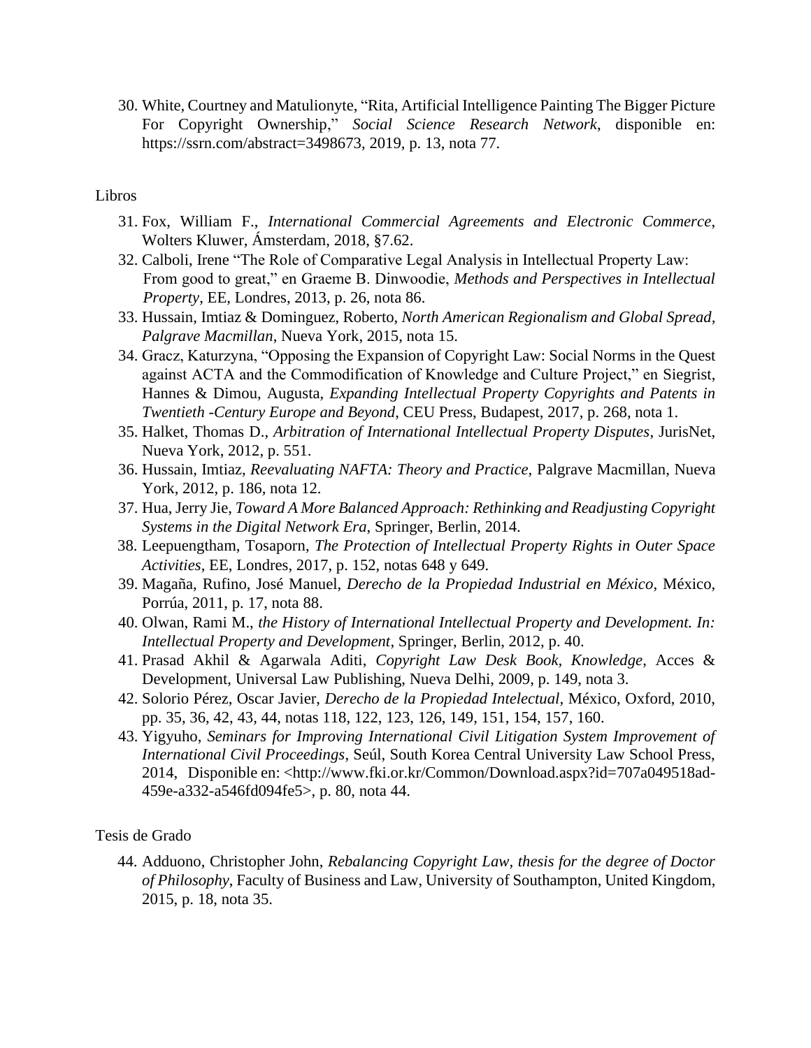30. White, Courtney and Matulionyte, "Rita, Artificial Intelligence Painting The Bigger Picture For Copyright Ownership," *Social Science Research Network*, disponible en: https://ssrn.com/abstract=3498673, 2019, p. 13, nota 77.

Libros

31. Fox, William F., *International Commercial Agreements and Electronic Commerce*, Wolters Kluwer, Ámsterdam, 2018, §7.62.
32. Calboli, Irene "The Role of Comparative Legal Analysis in Intellectual Property Law: From good to great," en Graeme B. Dinwoodie, *Methods and Perspectives in Intellectual Property*, EE, Londres, 2013, p. 26, nota 86.
33. Hussain, Imtiaz & Dominguez, Roberto, *North American Regionalism and Global Spread, Palgrave Macmillan*, Nueva York, 2015, nota 15.
34. Gracz, Katurzyna, "Opposing the Expansion of Copyright Law: Social Norms in the Quest against ACTA and the Commodification of Knowledge and Culture Project," en Siegrist, Hannes & Dimou, Augusta, *Expanding Intellectual Property Copyrights and Patents in Twentieth -Century Europe and Beyond*, CEU Press, Budapest, 2017, p. 268, nota 1.
35. Halket, Thomas D., *Arbitration of International Intellectual Property Disputes*, JurisNet, Nueva York, 2012, p. 551.
36. Hussain, Imtiaz, *Reevaluating NAFTA: Theory and Practice*, Palgrave Macmillan, Nueva York, 2012, p. 186, nota 12.
37. Hua, Jerry Jie, *Toward A More Balanced Approach: Rethinking and Readjusting Copyright Systems in the Digital Network Era*, Springer, Berlin, 2014.
38. Leepuengtham, Tosaporn, *The Protection of Intellectual Property Rights in Outer Space Activities*, EE, Londres, 2017, p. 152, notas 648 y 649.
39. Magaña, Rufino, José Manuel, *Derecho de la Propiedad Industrial en México*, México, Porrúa, 2011, p. 17, nota 88.
40. Olwan, Rami M., *the History of International Intellectual Property and Development. In: Intellectual Property and Development*, Springer, Berlin, 2012, p. 40.
41. Prasad Akhil & Agarwala Aditi, *Copyright Law Desk Book, Knowledge*, Acces & Development, Universal Law Publishing, Nueva Delhi, 2009, p. 149, nota 3.
42. Solorio Pérez, Oscar Javier, *Derecho de la Propiedad Intelectual*, México, Oxford, 2010, pp. 35, 36, 42, 43, 44, notas 118, 122, 123, 126, 149, 151, 154, 157, 160.
43. Yigyuho, *Seminars for Improving International Civil Litigation System Improvement of International Civil Proceedings*, Seúl, South Korea Central University Law School Press, 2014, Disponible en: <http://www.fki.or.kr/Common/Download.aspx?id=707a049518ad-459e-a332-a546fd094fe5>, p. 80, nota 44.

Tesis de Grado

44. Adduono, Christopher John, *Rebalancing Copyright Law*, *thesis for the degree of Doctor of Philosophy*, Faculty of Business and Law, University of Southampton, United Kingdom, 2015, p. 18, nota 35.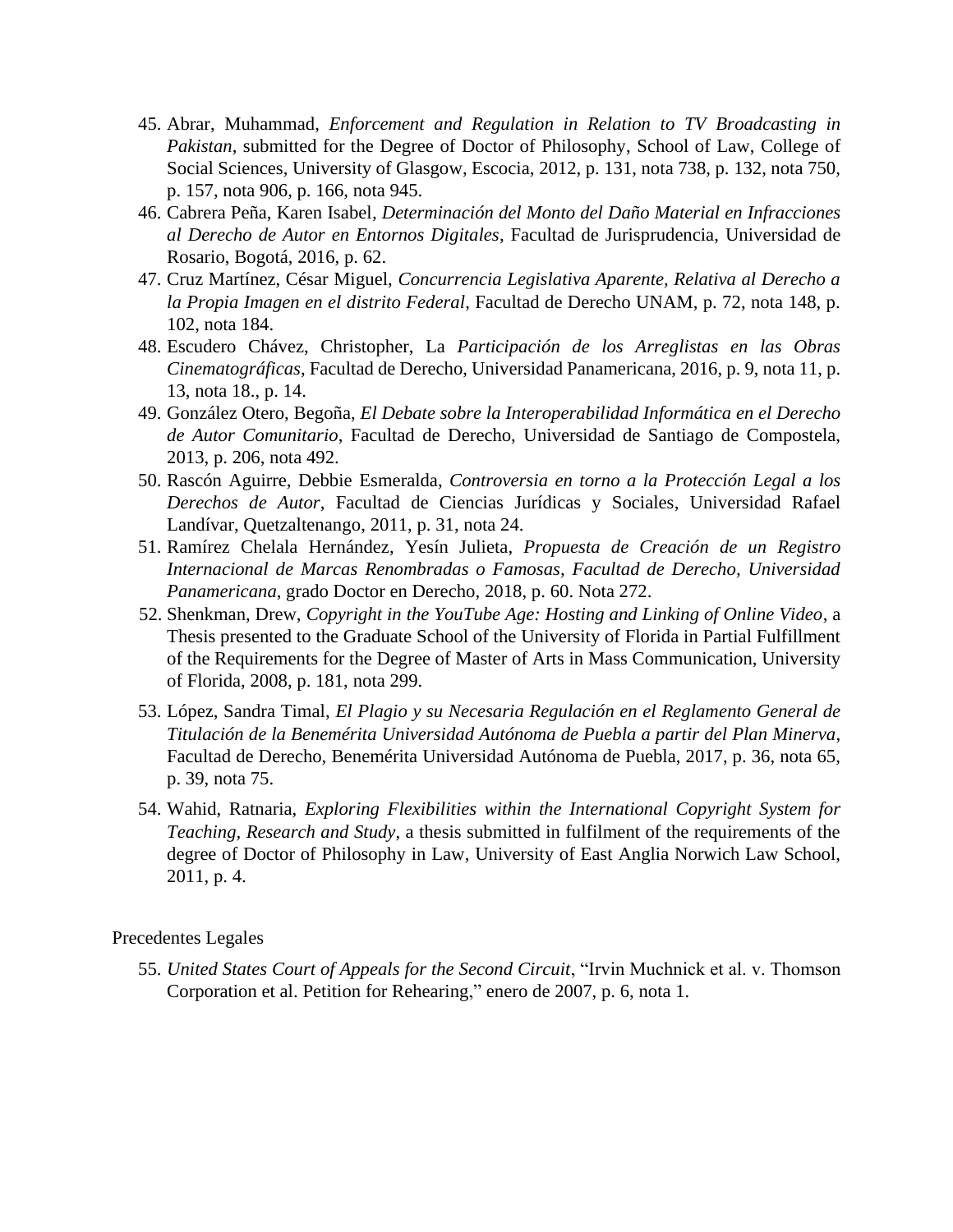45. Abrar, Muhammad, *Enforcement and Regulation in Relation to TV Broadcasting in Pakistan*, submitted for the Degree of Doctor of Philosophy, School of Law, College of Social Sciences, University of Glasgow, Escocia, 2012, p. 131, nota 738, p. 132, nota 750, p. 157, nota 906, p. 166, nota 945.
46. Cabrera Peña, Karen Isabel, *Determinación del Monto del Daño Material en Infracciones al Derecho de Autor en Entornos Digitales*, Facultad de Jurisprudencia, Universidad de Rosario, Bogotá, 2016, p. 62.
47. Cruz Martínez, César Miguel, *Concurrencia Legislativa Aparente, Relativa al Derecho a la Propia Imagen en el distrito Federal*, Facultad de Derecho UNAM, p. 72, nota 148, p. 102, nota 184.
48. Escudero Chávez, Christopher, La *Participación de los Arreglistas en las Obras Cinematográficas*, Facultad de Derecho, Universidad Panamericana, 2016, p. 9, nota 11, p. 13, nota 18., p. 14.
49. González Otero, Begoña, *El Debate sobre la Interoperabilidad Informática en el Derecho de Autor Comunitario*, Facultad de Derecho, Universidad de Santiago de Compostela, 2013, p. 206, nota 492.
50. Rascón Aguirre, Debbie Esmeralda, *Controversia en torno a la Protección Legal a los Derechos de Autor*, Facultad de Ciencias Jurídicas y Sociales, Universidad Rafael Landívar, Quetzaltenango, 2011, p. 31, nota 24.
51. Ramírez Chelala Hernández, Yesín Julieta, *Propuesta de Creación de un Registro Internacional de Marcas Renombradas o Famosas, Facultad de Derecho, Universidad Panamericana*, grado Doctor en Derecho, 2018, p. 60. Nota 272.
52. Shenkman, Drew, *Copyright in the YouTube Age: Hosting and Linking of Online Video*, a Thesis presented to the Graduate School of the University of Florida in Partial Fulfillment of the Requirements for the Degree of Master of Arts in Mass Communication, University of Florida, 2008, p. 181, nota 299.
53. López, Sandra Timal, *El Plagio y su Necesaria Regulación en el Reglamento General de Titulación de la Benemérita Universidad Autónoma de Puebla a partir del Plan Minerva*, Facultad de Derecho, Benemérita Universidad Autónoma de Puebla, 2017, p. 36, nota 65, p. 39, nota 75.
54. Wahid, Ratnaria, *Exploring Flexibilities within the International Copyright System for Teaching, Research and Study*, a thesis submitted in fulfilment of the requirements of the degree of Doctor of Philosophy in Law, University of East Anglia Norwich Law School, 2011, p. 4.

Precedentes Legales

55. *United States Court of Appeals for the Second Circuit*, "Irvin Muchnick et al. v. Thomson Corporation et al. Petition for Rehearing," enero de 2007, p. 6, nota 1.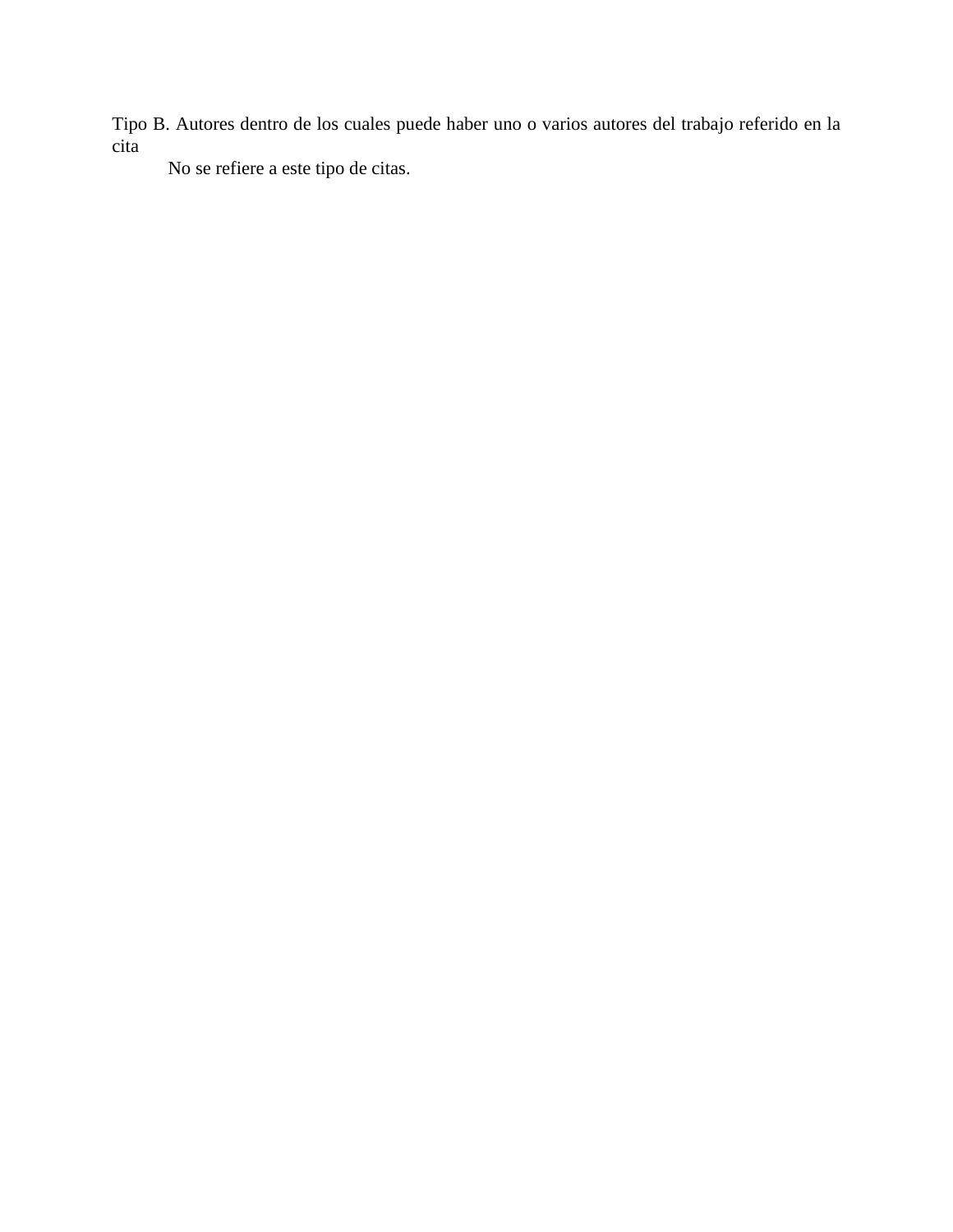Tipo B. Autores dentro de los cuales puede haber uno o varios autores del trabajo referido en la cita

No se refiere a este tipo de citas.